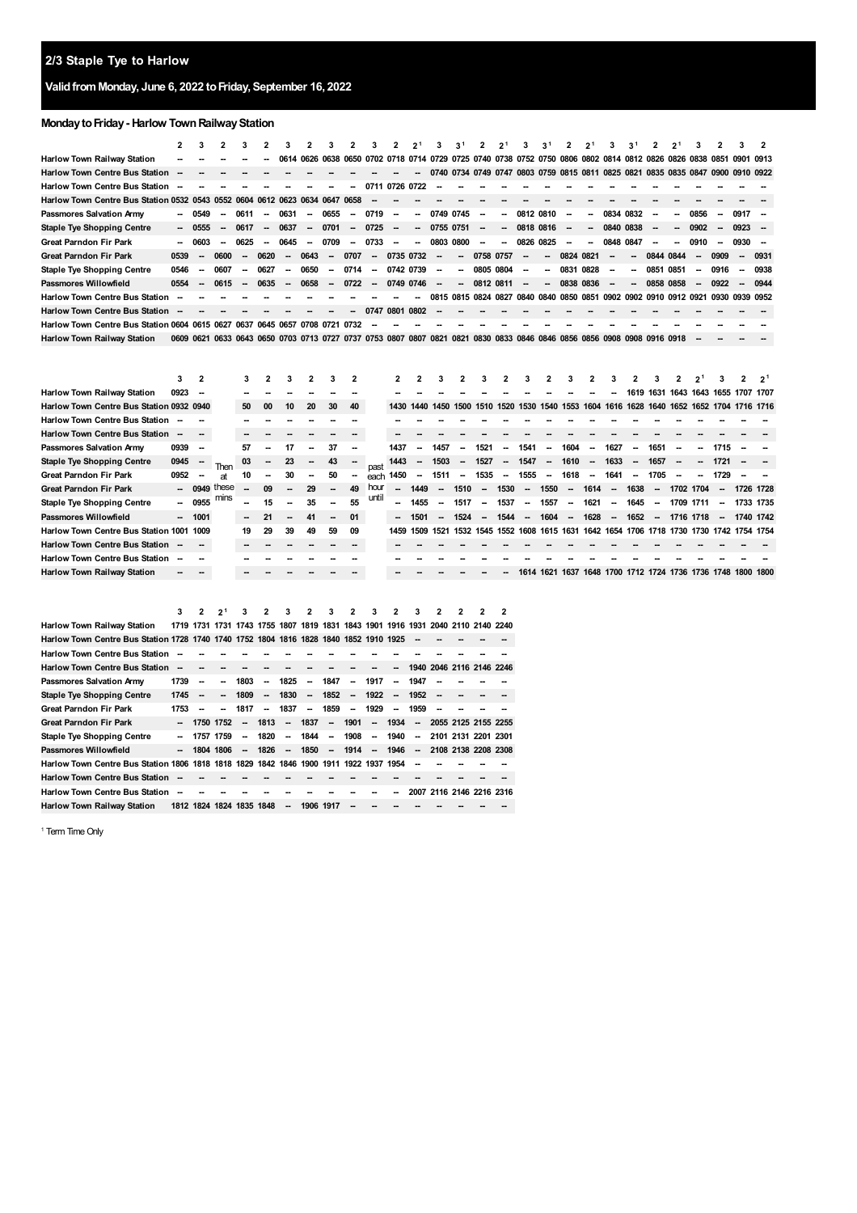## 2/3 Staple Tye to Harlow

**Valid from Monday, June 6, 2022 to Friday, September 16, 2022**

### Monday to Friday - Harlow Town Railway Station

| | 2 | 3 | 2 | 3 | 2 | 3 | 2 | 3 | 2 | 3 | 2 | 2[1] | 3 | 3[1] | 2 | 2[1] | 3 | 3[1] | 2 | 2[1] | 3 | 3[1] | 2 | 2[1] | 3 | 2 | 3 | 2 |
|---|---|---|---|---|---|---|---|---|---|---|---|---|---|---|---|---|---|---|---|---|---|---|---|---|---|---|---|---|
| **Harlow Town Railway Station** | -- | -- | -- | -- | -- | 0614 | 0626 | 0638 | 0650 | 0702 | 0718 | 0714 | 0729 | 0725 | 0740 | 0738 | 0752 | 0750 | 0806 | 0802 | 0814 | 0812 | 0826 | 0826 | 0838 | 0851 | 0901 | 0913 |
| **Harlow Town Centre Bus Station** | -- | -- | -- | -- | -- | -- | -- | -- | -- | -- | -- | -- | 0740 | 0734 | 0749 | 0747 | 0803 | 0759 | 0815 | 0811 | 0825 | 0821 | 0835 | 0835 | 0847 | 0900 | 0910 | 0922 |
| **Harlow Town Centre Bus Station** | -- | -- | -- | -- | -- | -- | -- | -- | -- | 0711 | 0726 | 0722 | -- | -- | -- | -- | -- | -- | -- | -- | -- | -- | -- | -- | -- | -- | -- | -- |
| **Harlow Town Centre Bus Station** | 0532 | 0543 | 0552 | 0604 | 0612 | 0623 | 0634 | 0647 | 0658 | -- | -- | -- | -- | -- | -- | -- | -- | -- | -- | -- | -- | -- | -- | -- | -- | -- | -- | -- |
| **Passmores Salvation Army** | -- | 0549 | -- | 0611 | -- | 0631 | -- | 0655 | -- | 0719 | -- | -- | 0749 | 0745 | -- | -- | 0812 | 0810 | -- | -- | 0834 | 0832 | -- | -- | 0856 | -- | 0917 | -- |
| **Staple Tye Shopping Centre** | -- | 0555 | -- | 0617 | -- | 0637 | -- | 0701 | -- | 0725 | -- | -- | 0755 | 0751 | -- | -- | 0818 | 0816 | -- | -- | 0840 | 0838 | -- | -- | 0902 | -- | 0923 | -- |
| **Great Parndon Fir Park** | -- | 0603 | -- | 0625 | -- | 0645 | -- | 0709 | -- | 0733 | -- | -- | 0803 | 0800 | -- | -- | 0826 | 0825 | -- | -- | 0848 | 0847 | -- | -- | 0910 | -- | 0930 | -- |
| **Great Parndon Fir Park** | 0539 | -- | 0600 | -- | 0620 | -- | 0643 | -- | 0707 | -- | 0735 | 0732 | -- | -- | 0758 | 0757 | -- | -- | 0824 | 0821 | -- | -- | 0844 | 0844 | -- | 0909 | -- | 0931 |
| **Staple Tye Shopping Centre** | 0546 | -- | 0607 | -- | 0627 | -- | 0650 | -- | 0714 | -- | 0742 | 0739 | -- | -- | 0805 | 0804 | -- | -- | 0831 | 0828 | -- | -- | 0851 | 0851 | -- | 0916 | -- | 0938 |
| **Passmores Willowfield** | 0554 | -- | 0615 | -- | 0635 | -- | 0658 | -- | 0722 | -- | 0749 | 0746 | -- | -- | 0812 | 0811 | -- | -- | 0838 | 0836 | -- | -- | 0858 | 0858 | -- | 0922 | -- | 0944 |
| **Harlow Town Centre Bus Station** | -- | -- | -- | -- | -- | -- | -- | -- | -- | -- | -- | -- | 0815 | 0815 | 0824 | 0827 | 0840 | 0840 | 0850 | 0851 | 0902 | 0902 | 0910 | 0912 | 0921 | 0930 | 0939 | 0952 |
| **Harlow Town Centre Bus Station** | -- | -- | -- | -- | -- | -- | -- | -- | -- | 0747 | 0801 | 0802 | -- | -- | -- | -- | -- | -- | -- | -- | -- | -- | -- | -- | -- | -- | -- | -- |
| **Harlow Town Centre Bus Station** | 0604 | 0615 | 0627 | 0637 | 0645 | 0657 | 0708 | 0721 | 0732 | -- | -- | -- | -- | -- | -- | -- | -- | -- | -- | -- | -- | -- | -- | -- | -- | -- | -- | -- |
| **Harlow Town Railway Station** | 0609 | 0621 | 0633 | 0643 | 0650 | 0703 | 0713 | 0727 | 0737 | 0753 | 0807 | 0807 | 0821 | 0821 | 0830 | 0833 | 0846 | 0846 | 0856 | 0856 | 0908 | 0908 | 0916 | 0918 | -- | -- | -- | -- |

| | 3 | 2 | | 3 | 2 | 3 | 2 | 3 | 2 | | 2 | 2 | 3 | 2 | 3 | 2 | 3 | 2 | 3 | 2 | 3 | 2 | 3 | 2 | 2[1] | 3 | 2 | 2[1] |
|---|---|---|---|---|---|---|---|---|---|---|---|---|---|---|---|---|---|---|---|---|---|---|---|---|---|---|---|---|
| **Harlow Town Railway Station** | 0923 | -- | | -- | -- | -- | -- | -- | -- | | -- | -- | -- | -- | -- | -- | -- | -- | -- | -- | -- | 1619 | 1631 | 1643 | 1643 | 1655 | 1707 | 1707 |
| **Harlow Town Centre Bus Station** | 0932 | 0940 | | 50 | 00 | 10 | 20 | 30 | 40 | | 1430 | 1440 | 1450 | 1500 | 1510 | 1520 | 1530 | 1540 | 1553 | 1604 | 1616 | 1628 | 1640 | 1652 | 1652 | 1704 | 1716 | 1716 |
| **Harlow Town Centre Bus Station** | -- | -- | | -- | -- | -- | -- | -- | -- | | -- | -- | -- | -- | -- | -- | -- | -- | -- | -- | -- | -- | -- | -- | -- | -- | -- | -- |
| **Harlow Town Centre Bus Station** | -- | -- | | -- | -- | -- | -- | -- | -- | | -- | -- | -- | -- | -- | -- | -- | -- | -- | -- | -- | -- | -- | -- | -- | -- | -- | -- |
| **Passmores Salvation Army** | 0939 | -- | | 57 | -- | 17 | -- | 37 | -- | | 1437 | -- | 1457 | -- | 1521 | -- | 1541 | -- | 1604 | -- | 1627 | -- | 1651 | -- | -- | 1715 | -- | -- |
| **Staple Tye Shopping Centre** | 0945 | -- | Then | 03 | -- | 23 | -- | 43 | -- | past | 1443 | -- | 1503 | -- | 1527 | -- | 1547 | -- | 1610 | -- | 1633 | -- | 1657 | -- | -- | 1721 | -- | -- |
| **Great Parndon Fir Park** | 0952 | -- | at | 10 | -- | 30 | -- | 50 | -- | each | 1450 | -- | 1511 | -- | 1535 | -- | 1555 | -- | 1618 | -- | 1641 | -- | 1705 | -- | -- | 1729 | -- | -- |
| **Great Parndon Fir Park** | -- | 0949 | these | -- | 09 | -- | 29 | -- | 49 | hour | -- | 1449 | -- | 1510 | -- | 1530 | -- | 1550 | -- | 1614 | -- | 1638 | -- | 1702 | 1704 | -- | 1726 | 1728 |
| **Staple Tye Shopping Centre** | -- | 0955 | mins | -- | 15 | -- | 35 | -- | 55 | until | -- | 1455 | -- | 1517 | -- | 1537 | -- | 1557 | -- | 1621 | -- | 1645 | -- | 1709 | 1711 | -- | 1733 | 1735 |
| **Passmores Willowfield** | -- | 1001 | | -- | 21 | -- | 41 | -- | 01 | | -- | 1501 | -- | 1524 | -- | 1544 | -- | 1604 | -- | 1628 | -- | 1652 | -- | 1716 | 1718 | -- | 1740 | 1742 |
| **Harlow Town Centre Bus Station** | 1001 | 1009 | | 19 | 29 | 39 | 49 | 59 | 09 | | 1459 | 1509 | 1521 | 1532 | 1545 | 1552 | 1608 | 1615 | 1631 | 1642 | 1654 | 1706 | 1718 | 1730 | 1730 | 1742 | 1754 | 1754 |
| **Harlow Town Centre Bus Station** | -- | -- | | -- | -- | -- | -- | -- | -- | | -- | -- | -- | -- | -- | -- | -- | -- | -- | -- | -- | -- | -- | -- | -- | -- | -- | -- |
| **Harlow Town Centre Bus Station** | -- | -- | | -- | -- | -- | -- | -- | -- | | -- | -- | -- | -- | -- | -- | -- | -- | -- | -- | -- | -- | -- | -- | -- | -- | -- | -- |
| **Harlow Town Railway Station** | -- | -- | | -- | -- | -- | -- | -- | -- | | -- | -- | -- | -- | -- | -- | 1614 | 1621 | 1637 | 1648 | 1700 | 1712 | 1724 | 1736 | 1736 | 1748 | 1800 | 1800 |

| | 3 | 2 | 2[1] | 3 | 2 | 3 | 2 | 3 | 2 | 3 | 2 | 3 | 2 | 2 | 2 | 2 |
|---|---|---|---|---|---|---|---|---|---|---|---|---|---|---|---|---|
| **Harlow Town Railway Station** | 1719 | 1731 | 1731 | 1743 | 1755 | 1807 | 1819 | 1831 | 1843 | 1901 | 1916 | 1931 | 2040 | 2110 | 2140 | 2240 |
| **Harlow Town Centre Bus Station** | 1728 | 1740 | 1740 | 1752 | 1804 | 1816 | 1828 | 1840 | 1852 | 1910 | 1925 | -- | -- | -- | -- | -- |
| **Harlow Town Centre Bus Station** | -- | -- | -- | -- | -- | -- | -- | -- | -- | -- | -- | -- | -- | -- | -- | -- |
| **Harlow Town Centre Bus Station** | -- | -- | -- | -- | -- | -- | -- | -- | -- | -- | -- | 1940 | 2046 | 2116 | 2146 | 2246 |
| **Passmores Salvation Army** | 1739 | -- | -- | 1803 | -- | 1825 | -- | 1847 | -- | 1917 | -- | 1947 | -- | -- | -- | -- |
| **Staple Tye Shopping Centre** | 1745 | -- | -- | 1809 | -- | 1830 | -- | 1852 | -- | 1922 | -- | 1952 | -- | -- | -- | -- |
| **Great Parndon Fir Park** | 1753 | -- | -- | 1817 | -- | 1837 | -- | 1859 | -- | 1929 | -- | 1959 | -- | -- | -- | -- |
| **Great Parndon Fir Park** | -- | 1750 | 1752 | -- | 1813 | -- | 1837 | -- | 1901 | -- | 1934 | -- | 2055 | 2125 | 2155 | 2255 |
| **Staple Tye Shopping Centre** | -- | 1757 | 1759 | -- | 1820 | -- | 1844 | -- | 1908 | -- | 1940 | -- | 2101 | 2131 | 2201 | 2301 |
| **Passmores Willowfield** | -- | 1804 | 1806 | -- | 1826 | -- | 1850 | -- | 1914 | -- | 1946 | -- | 2108 | 2138 | 2208 | 2308 |
| **Harlow Town Centre Bus Station** | 1806 | 1818 | 1818 | 1829 | 1842 | 1846 | 1900 | 1911 | 1922 | 1937 | 1954 | -- | -- | -- | -- | -- |
| **Harlow Town Centre Bus Station** | -- | -- | -- | -- | -- | -- | -- | -- | -- | -- | -- | -- | -- | -- | -- | -- |
| **Harlow Town Centre Bus Station** | -- | -- | -- | -- | -- | -- | -- | -- | -- | -- | -- | 2007 | 2116 | 2146 | 2216 | 2316 |
| **Harlow Town Railway Station** | 1812 | 1824 | 1824 | 1835 | 1848 | -- | 1906 | 1917 | -- | -- | -- | -- | -- | -- | -- | -- |

[1] Term Time Only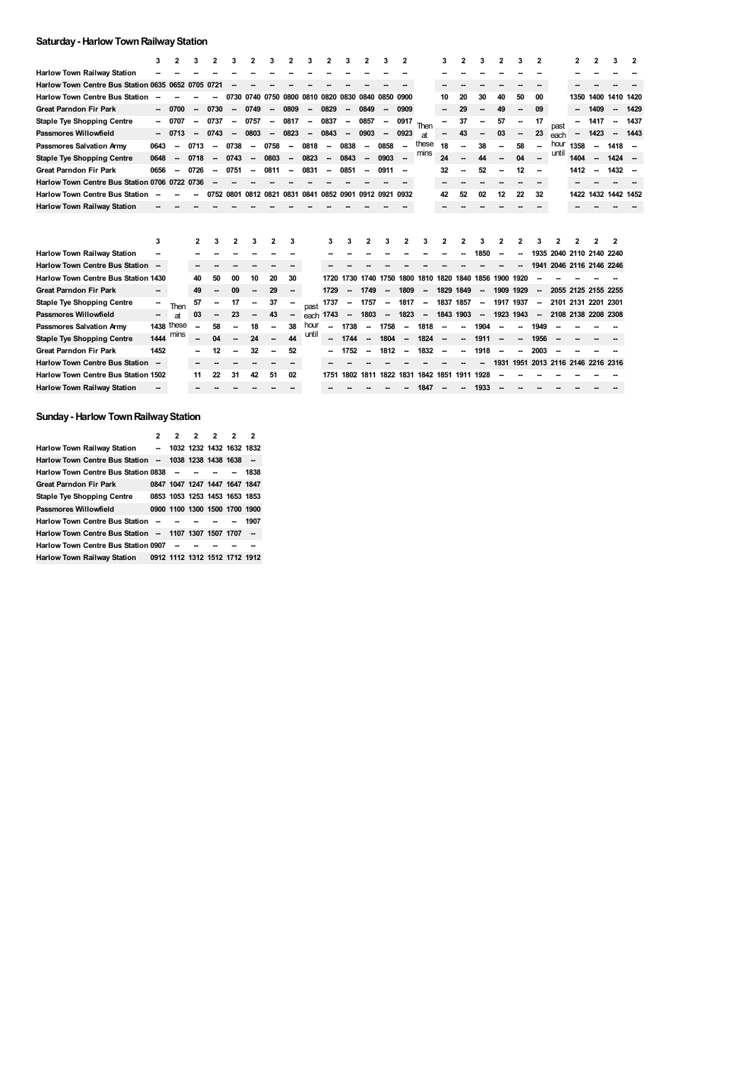## Saturday - Harlow Town Railway Station

| | 3 | 2 | 3 | 2 | 3 | 2 | 3 | 2 | 3 | 2 | 3 | 2 | 3 | 2 | | 3 | 2 | 3 | 2 | 3 | 2 | | 2 | 2 | 3 | 2 |
|---|---|---|---|---|---|---|---|---|---|---|---|---|---|---|---|---|---|---|---|---|---|---|---|---|---|---|
| Harlow Town Railway Station | -- | -- | -- | -- | -- | -- | -- | -- | -- | -- | -- | -- | -- | -- | | -- | -- | -- | -- | -- | -- | | -- | -- | -- | -- |
| Harlow Town Centre Bus Station | 0635 | 0652 | 0705 | 0721 | -- | -- | -- | -- | -- | -- | -- | -- | -- | -- | | -- | -- | -- | -- | -- | -- | | -- | -- | -- | -- |
| Harlow Town Centre Bus Station | -- | -- | -- | -- | 0730 | 0740 | 0750 | 0800 | 0810 | 0820 | 0830 | 0840 | 0850 | 0900 | | 10 | 20 | 30 | 40 | 50 | 00 | | 1350 | 1400 | 1410 | 1420 |
| Great Parndon Fir Park | -- | 0700 | -- | 0730 | -- | 0749 | -- | 0809 | -- | 0829 | -- | 0849 | -- | 0909 | | -- | 29 | -- | 49 | -- | 09 | | -- | 1409 | -- | 1429 |
| Staple Tye Shopping Centre | -- | 0707 | -- | 0737 | -- | 0757 | -- | 0817 | -- | 0837 | -- | 0857 | -- | 0917 | Then | -- | 37 | -- | 57 | -- | 17 | past | -- | 1417 | -- | 1437 |
| Passmores Willowfield | -- | 0713 | -- | 0743 | -- | 0803 | -- | 0823 | -- | 0843 | -- | 0903 | -- | 0923 | at | -- | 43 | -- | 03 | -- | 23 | each | -- | 1423 | -- | 1443 |
| Passmores Salvation Army | 0643 | -- | 0713 | -- | 0738 | -- | 0758 | -- | 0818 | -- | 0838 | -- | 0858 | -- | these mins | 18 | -- | 38 | -- | 58 | -- | hour until | 1358 | -- | 1418 | -- |
| Staple Tye Shopping Centre | 0648 | -- | 0718 | -- | 0743 | -- | 0803 | -- | 0823 | -- | 0843 | -- | 0903 | -- | | 24 | -- | 44 | -- | 04 | -- | | 1404 | -- | 1424 | -- |
| Great Parndon Fir Park | 0656 | -- | 0726 | -- | 0751 | -- | 0811 | -- | 0831 | -- | 0851 | -- | 0911 | -- | | 32 | -- | 52 | -- | 12 | -- | | 1412 | -- | 1432 | -- |
| Harlow Town Centre Bus Station | 0706 | 0722 | 0736 | -- | -- | -- | -- | -- | -- | -- | -- | -- | -- | -- | | -- | -- | -- | -- | -- | -- | | -- | -- | -- | -- |
| Harlow Town Centre Bus Station | -- | -- | -- | 0752 | 0801 | 0812 | 0821 | 0831 | 0841 | 0852 | 0901 | 0912 | 0921 | 0932 | | 42 | 52 | 02 | 12 | 22 | 32 | | 1422 | 1432 | 1442 | 1452 |
| Harlow Town Railway Station | -- | -- | -- | -- | -- | -- | -- | -- | -- | -- | -- | -- | -- | -- | | -- | -- | -- | -- | -- | -- | | -- | -- | -- | -- |

| | 3 | | 2 | 3 | 2 | 3 | 2 | 3 | | 3 | 3 | 2 | 3 | 2 | 3 | 2 | 2 | 3 | 2 | 2 | 3 | 2 | 2 | 2 | 2 |
|---|---|---|---|---|---|---|---|---|---|---|---|---|---|---|---|---|---|---|---|---|---|---|---|---|---|
| Harlow Town Railway Station | -- | | -- | -- | -- | -- | -- | -- | | -- | -- | -- | -- | -- | -- | -- | -- | 1850 | -- | -- | 1935 | 2040 | 2110 | 2140 | 2240 |
| Harlow Town Centre Bus Station | -- | | -- | -- | -- | -- | -- | -- | | -- | -- | -- | -- | -- | -- | -- | -- | -- | -- | -- | 1941 | 2046 | 2116 | 2146 | 2246 |
| Harlow Town Centre Bus Station | 1430 | | 40 | 50 | 00 | 10 | 20 | 30 | | 1720 | 1730 | 1740 | 1750 | 1800 | 1810 | 1820 | 1840 | 1856 | 1900 | 1920 | -- | -- | -- | -- | -- |
| Great Parndon Fir Park | -- | | 49 | -- | 09 | -- | 29 | -- | | 1729 | -- | 1749 | -- | 1809 | -- | 1829 | 1849 | -- | 1909 | 1929 | -- | 2055 | 2125 | 2155 | 2255 |
| Staple Tye Shopping Centre | -- | Then | 57 | -- | 17 | -- | 37 | -- | past | 1737 | -- | 1757 | -- | 1817 | -- | 1837 | 1857 | -- | 1917 | 1937 | -- | 2101 | 2131 | 2201 | 2301 |
| Passmores Willowfield | -- | at | 03 | -- | 23 | -- | 43 | -- | each | 1743 | -- | 1803 | -- | 1823 | -- | 1843 | 1903 | -- | 1923 | 1943 | -- | 2108 | 2138 | 2208 | 2308 |
| Passmores Salvation Army | 1438 | these mins | -- | 58 | -- | 18 | -- | 38 | hour until | -- | 1738 | -- | 1758 | -- | 1818 | -- | -- | 1904 | -- | -- | 1949 | -- | -- | -- | -- |
| Staple Tye Shopping Centre | 1444 | | -- | 04 | -- | 24 | -- | 44 | | -- | 1744 | -- | 1804 | -- | 1824 | -- | -- | 1911 | -- | -- | 1956 | -- | -- | -- | -- |
| Great Parndon Fir Park | 1452 | | -- | 12 | -- | 32 | -- | 52 | | -- | 1752 | -- | 1812 | -- | 1832 | -- | -- | 1918 | -- | -- | 2003 | -- | -- | -- | -- |
| Harlow Town Centre Bus Station | -- | | -- | -- | -- | -- | -- | -- | | -- | -- | -- | -- | -- | -- | -- | -- | -- | 1931 | 1951 | 2013 | 2116 | 2146 | 2216 | 2316 |
| Harlow Town Centre Bus Station | 1502 | | 11 | 22 | 31 | 42 | 51 | 02 | | 1751 | 1802 | 1811 | 1822 | 1831 | 1842 | 1851 | 1911 | 1928 | -- | -- | -- | -- | -- | -- | -- |
| Harlow Town Railway Station | -- | | -- | -- | -- | -- | -- | -- | | -- | -- | -- | -- | -- | 1847 | -- | -- | 1933 | -- | -- | -- | -- | -- | -- | -- |

## Sunday - Harlow Town Railway Station

| | 2 | 2 | 2 | 2 | 2 | 2 |
|---|---|---|---|---|---|---|
| Harlow Town Railway Station | -- | 1032 | 1232 | 1432 | 1632 | 1832 |
| Harlow Town Centre Bus Station | -- | 1038 | 1238 | 1438 | 1638 | -- |
| Harlow Town Centre Bus Station | 0838 | -- | -- | -- | -- | 1838 |
| Great Parndon Fir Park | 0847 | 1047 | 1247 | 1447 | 1647 | 1847 |
| Staple Tye Shopping Centre | 0853 | 1053 | 1253 | 1453 | 1653 | 1853 |
| Passmores Willowfield | 0900 | 1100 | 1300 | 1500 | 1700 | 1900 |
| Harlow Town Centre Bus Station | -- | -- | -- | -- | -- | 1907 |
| Harlow Town Centre Bus Station | -- | 1107 | 1307 | 1507 | 1707 | -- |
| Harlow Town Centre Bus Station | 0907 | -- | -- | -- | -- | -- |
| Harlow Town Railway Station | 0912 | 1112 | 1312 | 1512 | 1712 | 1912 |